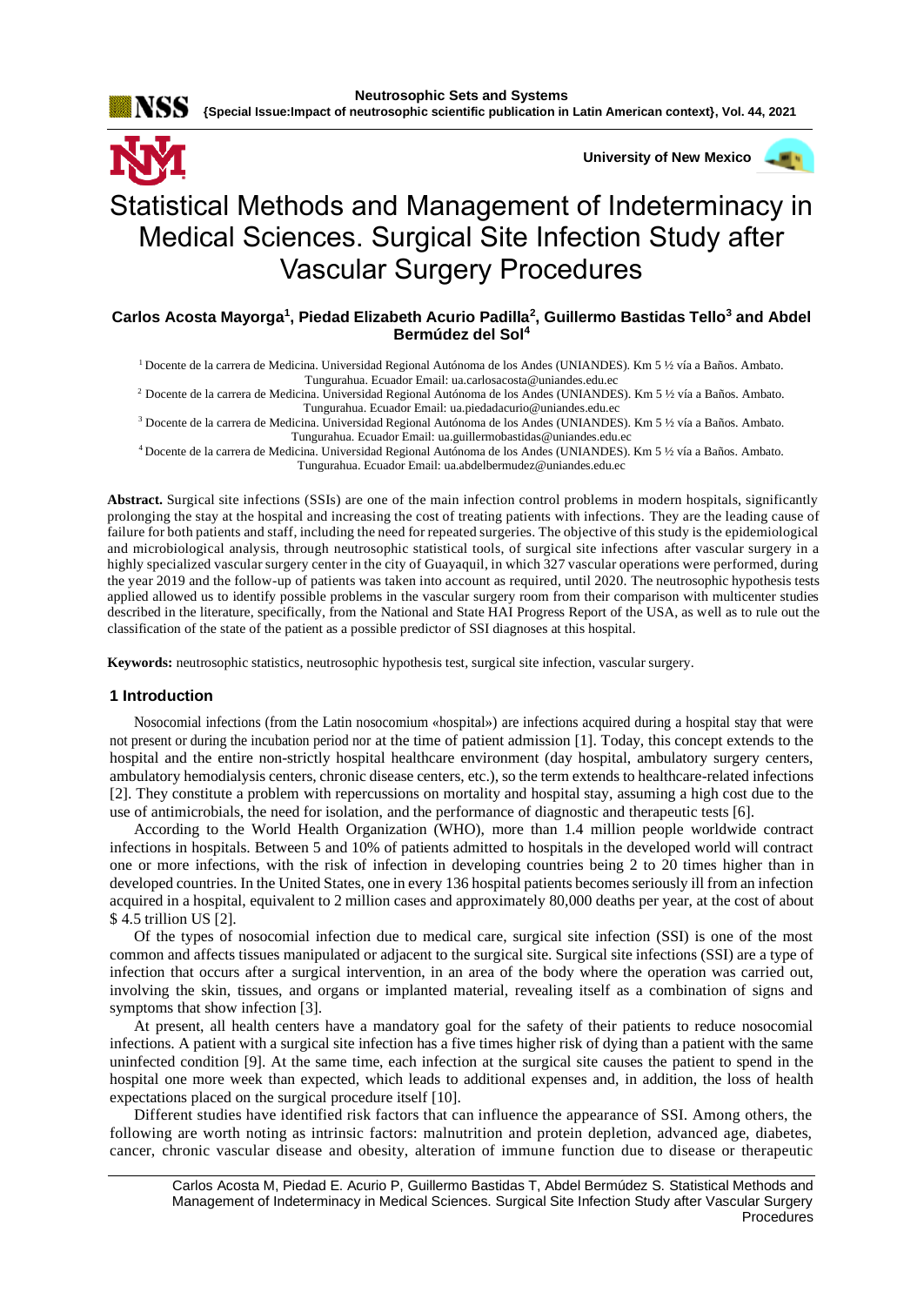# Statistical Methods and Management of Indeterminacy in Medical Sciences. Surgical Site Infection Study after Vascular Surgery Procedures

**Carlos Acosta Mayorga[1], Piedad Elizabeth Acurio Padilla[2], Guillermo Bastidas Tello[3] and Abdel Bermúdez del Sol[4]**

[1] Docente de la carrera de Medicina. Universidad Regional Autónoma de los Andes (UNIANDES). Km 5 ½ vía a Baños. Ambato. Tungurahua. Ecuador Email: ua.carlosacosta@uniandes.edu.ec

[2] Docente de la carrera de Medicina. Universidad Regional Autónoma de los Andes (UNIANDES). Km 5 ½ vía a Baños. Ambato. Tungurahua. Ecuador Email: ua.piedadacurio@uniandes.edu.ec

[3] Docente de la carrera de Medicina. Universidad Regional Autónoma de los Andes (UNIANDES). Km 5 ½ vía a Baños. Ambato. Tungurahua. Ecuador Email: ua.guillermobastidas@uniandes.edu.ec

[4] Docente de la carrera de Medicina. Universidad Regional Autónoma de los Andes (UNIANDES). Km 5 ½ vía a Baños. Ambato. Tungurahua. Ecuador Email: ua.abdelbermudez@uniandes.edu.ec

**Abstract.** Surgical site infections (SSIs) are one of the main infection control problems in modern hospitals, significantly prolonging the stay at the hospital and increasing the cost of treating patients with infections. They are the leading cause of failure for both patients and staff, including the need for repeated surgeries. The objective of this study is the epidemiological and microbiological analysis, through neutrosophic statistical tools, of surgical site infections after vascular surgery in a highly specialized vascular surgery center in the city of Guayaquil, in which 327 vascular operations were performed, during the year 2019 and the follow-up of patients was taken into account as required, until 2020. The neutrosophic hypothesis tests applied allowed us to identify possible problems in the vascular surgery room from their comparison with multicenter studies described in the literature, specifically, from the National and State HAI Progress Report of the USA, as well as to rule out the classification of the state of the patient as a possible predictor of SSI diagnoses at this hospital.

**Keywords:** neutrosophic statistics, neutrosophic hypothesis test, surgical site infection, vascular surgery.

## 1 Introduction

Nosocomial infections (from the Latin nosocomium «hospital») are infections acquired during a hospital stay that were not present or during the incubation period nor at the time of patient admission [1]. Today, this concept extends to the hospital and the entire non-strictly hospital healthcare environment (day hospital, ambulatory surgery centers, ambulatory hemodialysis centers, chronic disease centers, etc.), so the term extends to healthcare-related infections [2]. They constitute a problem with repercussions on mortality and hospital stay, assuming a high cost due to the use of antimicrobials, the need for isolation, and the performance of diagnostic and therapeutic tests [6].

According to the World Health Organization (WHO), more than 1.4 million people worldwide contract infections in hospitals. Between 5 and 10% of patients admitted to hospitals in the developed world will contract one or more infections, with the risk of infection in developing countries being 2 to 20 times higher than in developed countries. In the United States, one in every 136 hospital patients becomes seriously ill from an infection acquired in a hospital, equivalent to 2 million cases and approximately 80,000 deaths per year, at the cost of about $ 4.5 trillion US [2].

Of the types of nosocomial infection due to medical care, surgical site infection (SSI) is one of the most common and affects tissues manipulated or adjacent to the surgical site. Surgical site infections (SSI) are a type of infection that occurs after a surgical intervention, in an area of the body where the operation was carried out, involving the skin, tissues, and organs or implanted material, revealing itself as a combination of signs and symptoms that show infection [3].

At present, all health centers have a mandatory goal for the safety of their patients to reduce nosocomial infections. A patient with a surgical site infection has a five times higher risk of dying than a patient with the same uninfected condition [9]. At the same time, each infection at the surgical site causes the patient to spend in the hospital one more week than expected, which leads to additional expenses and, in addition, the loss of health expectations placed on the surgical procedure itself [10].

Different studies have identified risk factors that can influence the appearance of SSI. Among others, the following are worth noting as intrinsic factors: malnutrition and protein depletion, advanced age, diabetes, cancer, chronic vascular disease and obesity, alteration of immune function due to disease or therapeutic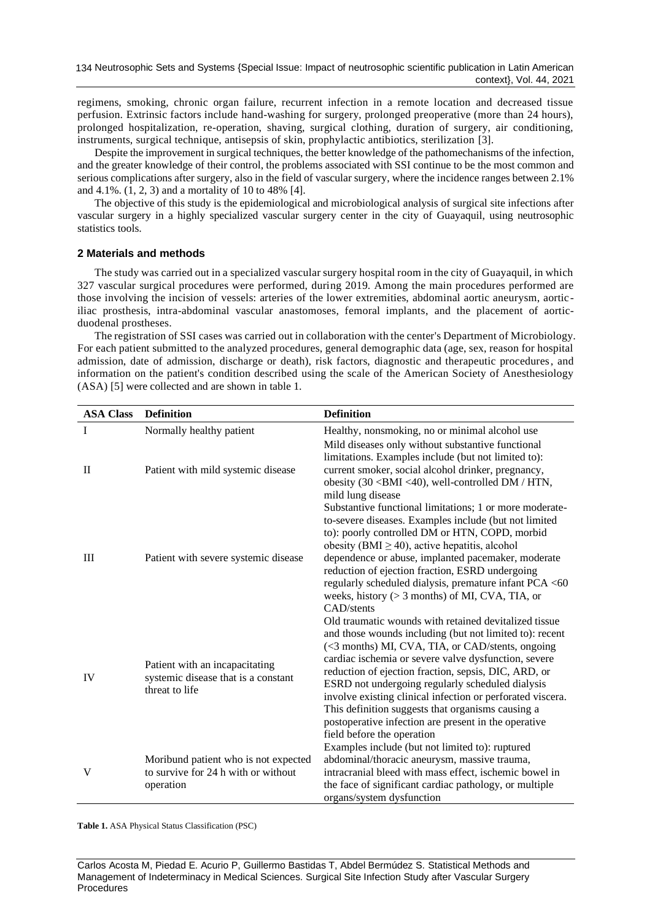regimens, smoking, chronic organ failure, recurrent infection in a remote location and decreased tissue perfusion. Extrinsic factors include hand-washing for surgery, prolonged preoperative (more than 24 hours), prolonged hospitalization, re-operation, shaving, surgical clothing, duration of surgery, air conditioning, instruments, surgical technique, antisepsis of skin, prophylactic antibiotics, sterilization [3].

Despite the improvement in surgical techniques, the better knowledge of the pathomechanisms of the infection, and the greater knowledge of their control, the problems associated with SSI continue to be the most common and serious complications after surgery, also in the field of vascular surgery, where the incidence ranges between 2.1% and 4.1%. (1, 2, 3) and a mortality of 10 to 48% [4].

The objective of this study is the epidemiological and microbiological analysis of surgical site infections after vascular surgery in a highly specialized vascular surgery center in the city of Guayaquil, using neutrosophic statistics tools.

## 2 Materials and methods

The study was carried out in a specialized vascular surgery hospital room in the city of Guayaquil, in which 327 vascular surgical procedures were performed, during 2019. Among the main procedures performed are those involving the incision of vessels: arteries of the lower extremities, abdominal aortic aneurysm, aortic-iliac prosthesis, intra-abdominal vascular anastomoses, femoral implants, and the placement of aortic-duodenal prostheses.

The registration of SSI cases was carried out in collaboration with the center's Department of Microbiology. For each patient submitted to the analyzed procedures, general demographic data (age, sex, reason for hospital admission, date of admission, discharge or death), risk factors, diagnostic and therapeutic procedures, and information on the patient's condition described using the scale of the American Society of Anesthesiology (ASA) [5] were collected and are shown in table 1.

| ASA Class | Definition | Definition |
|---|---|---|
| I | Normally healthy patient | Healthy, nonsmoking, no or minimal alcohol use |
| II | Patient with mild systemic disease | Mild diseases only without substantive functional limitations. Examples include (but not limited to): current smoker, social alcohol drinker, pregnancy, obesity (30 <BMI <40), well-controlled DM / HTN, mild lung disease |
| III | Patient with severe systemic disease | Substantive functional limitations; 1 or more moderate-to-severe diseases. Examples include (but not limited to): poorly controlled DM or HTN, COPD, morbid obesity (BMI ≥ 40), active hepatitis, alcohol dependence or abuse, implanted pacemaker, moderate reduction of ejection fraction, ESRD undergoing regularly scheduled dialysis, premature infant PCA <60 weeks, history (> 3 months) of MI, CVA, TIA, or CAD/stents |
| IV | Patient with an incapacitating systemic disease that is a constant threat to life | Old traumatic wounds with retained devitalized tissue and those wounds including (but not limited to): recent (<3 months) MI, CVA, TIA, or CAD/stents, ongoing cardiac ischemia or severe valve dysfunction, severe reduction of ejection fraction, sepsis, DIC, ARD, or ESRD not undergoing regularly scheduled dialysis involve existing clinical infection or perforated viscera. This definition suggests that organisms causing a postoperative infection are present in the operative field before the operation |
| V | Moribund patient who is not expected to survive for 24 h with or without operation | Examples include (but not limited to): ruptured abdominal/thoracic aneurysm, massive trauma, intracranial bleed with mass effect, ischemic bowel in the face of significant cardiac pathology, or multiple organs/system dysfunction |

**Table 1.** ASA Physical Status Classification (PSC)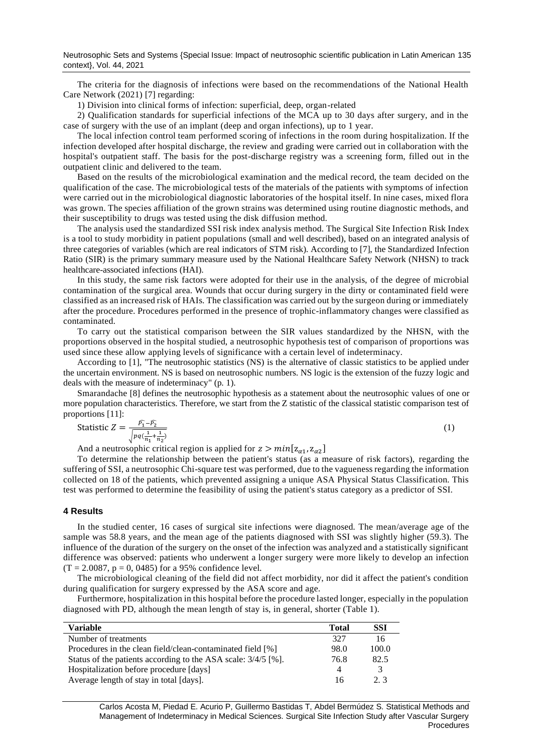The criteria for the diagnosis of infections were based on the recommendations of the National Health Care Network (2021) [7] regarding:

1) Division into clinical forms of infection: superficial, deep, organ-related

2) Qualification standards for superficial infections of the MCA up to 30 days after surgery, and in the case of surgery with the use of an implant (deep and organ infections), up to 1 year.

The local infection control team performed scoring of infections in the room during hospitalization. If the infection developed after hospital discharge, the review and grading were carried out in collaboration with the hospital's outpatient staff. The basis for the post-discharge registry was a screening form, filled out in the outpatient clinic and delivered to the team.

Based on the results of the microbiological examination and the medical record, the team decided on the qualification of the case. The microbiological tests of the materials of the patients with symptoms of infection were carried out in the microbiological diagnostic laboratories of the hospital itself. In nine cases, mixed flora was grown. The species affiliation of the grown strains was determined using routine diagnostic methods, and their susceptibility to drugs was tested using the disk diffusion method.

The analysis used the standardized SSI risk index analysis method. The Surgical Site Infection Risk Index is a tool to study morbidity in patient populations (small and well described), based on an integrated analysis of three categories of variables (which are real indicators of STM risk). According to [7], the Standardized Infection Ratio (SIR) is the primary summary measure used by the National Healthcare Safety Network (NHSN) to track healthcare-associated infections (HAI).

In this study, the same risk factors were adopted for their use in the analysis, of the degree of microbial contamination of the surgical area. Wounds that occur during surgery in the dirty or contaminated field were classified as an increased risk of HAIs. The classification was carried out by the surgeon during or immediately after the procedure. Procedures performed in the presence of trophic-inflammatory changes were classified as contaminated.

To carry out the statistical comparison between the SIR values standardized by the NHSN, with the proportions observed in the hospital studied, a neutrosophic hypothesis test of comparison of proportions was used since these allow applying levels of significance with a certain level of indeterminacy.

According to [1], "The neutrosophic statistics (NS) is the alternative of classic statistics to be applied under the uncertain environment. NS is based on neutrosophic numbers. NS logic is the extension of the fuzzy logic and deals with the measure of indeterminacy" (p. 1).

Smarandache [8] defines the neutrosophic hypothesis as a statement about the neutrosophic values of one or more population characteristics. Therefore, we start from the Z statistic of the classical statistic comparison test of proportions [11]:

$$\text{Statistic } Z = \frac{\widehat{P_1}-\widehat{P_2}}{\sqrt{pq\left(\frac{1}{n_1}+\frac{1}{n_2}\right)}} \tag{1}$$

And a neutrosophic critical region is applied for $z > min[z_{\alpha1}, z_{\alpha2}]$

To determine the relationship between the patient's status (as a measure of risk factors), regarding the suffering of SSI, a neutrosophic Chi-square test was performed, due to the vagueness regarding the information collected on 18 of the patients, which prevented assigning a unique ASA Physical Status Classification. This test was performed to determine the feasibility of using the patient's status category as a predictor of SSI.

## 4 Results

In the studied center, 16 cases of surgical site infections were diagnosed. The mean/average age of the sample was 58.8 years, and the mean age of the patients diagnosed with SSI was slightly higher (59.3). The influence of the duration of the surgery on the onset of the infection was analyzed and a statistically significant difference was observed: patients who underwent a longer surgery were more likely to develop an infection ($T = 2.0087$, $p = 0, 0485$) for a 95% confidence level.

The microbiological cleaning of the field did not affect morbidity, nor did it affect the patient's condition during qualification for surgery expressed by the ASA score and age.

Furthermore, hospitalization in this hospital before the procedure lasted longer, especially in the population diagnosed with PD, although the mean length of stay is, in general, shorter (Table 1).

| Variable | Total | SSI |
|---|---|---|
| Number of treatments | 327 | 16 |
| Procedures in the clean field/clean-contaminated field [%] | 98.0 | 100.0 |
| Status of the patients according to the ASA scale: 3/4/5 [%]. | 76.8 | 82.5 |
| Hospitalization before procedure [days] | 4 | 3 |
| Average length of stay in total [days]. | 16 | 2. 3 |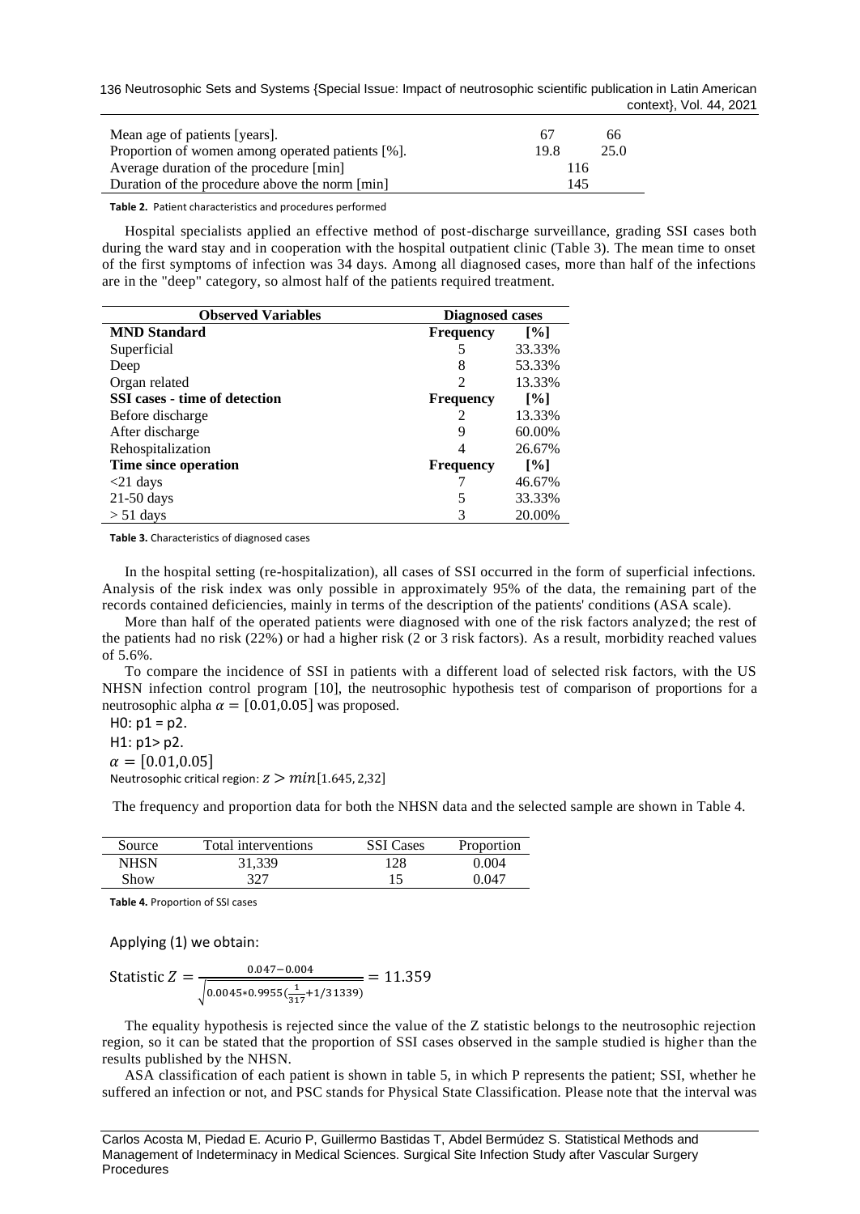| | | |
|---|---|---|
| Mean age of patients [years]. | 67 | 66 |
| Proportion of women among operated patients [%]. | 19.8 | 25.0 |
| Average duration of the procedure [min] | 116 | |
| Duration of the procedure above the norm [min] | 145 | |

**Table 2.** Patient characteristics and procedures performed

Hospital specialists applied an effective method of post-discharge surveillance, grading SSI cases both during the ward stay and in cooperation with the hospital outpatient clinic (Table 3). The mean time to onset of the first symptoms of infection was 34 days. Among all diagnosed cases, more than half of the infections are in the "deep" category, so almost half of the patients required treatment.

| Observed Variables | Diagnosed cases | |
|---|---|---|
| **MND Standard** | **Frequency** | **[%]** |
| Superficial | 5 | 33.33% |
| Deep | 8 | 53.33% |
| Organ related | 2 | 13.33% |
| **SSI cases - time of detection** | **Frequency** | **[%]** |
| Before discharge | 2 | 13.33% |
| After discharge | 9 | 60.00% |
| Rehospitalization | 4 | 26.67% |
| **Time since operation** | **Frequency** | **[%]** |
| <21 days | 7 | 46.67% |
| 21-50 days | 5 | 33.33% |
| > 51 days | 3 | 20.00% |

**Table 3.** Characteristics of diagnosed cases

In the hospital setting (re-hospitalization), all cases of SSI occurred in the form of superficial infections. Analysis of the risk index was only possible in approximately 95% of the data, the remaining part of the records contained deficiencies, mainly in terms of the description of the patients' conditions (ASA scale).

More than half of the operated patients were diagnosed with one of the risk factors analyzed; the rest of the patients had no risk (22%) or had a higher risk (2 or 3 risk factors). As a result, morbidity reached values of 5.6%.

To compare the incidence of SSI in patients with a different load of selected risk factors, with the US NHSN infection control program [10], the neutrosophic hypothesis test of comparison of proportions for a neutrosophic alpha $\alpha = [0.01, 0.05]$ was proposed.

H0: p1 = p2.

H1: p1> p2.

$\alpha = [0.01, 0.05]$

Neutrosophic critical region: $z > min[1.645, 2.32]$

The frequency and proportion data for both the NHSN data and the selected sample are shown in Table 4.

| Source | Total interventions | SSI Cases | Proportion |
|---|---|---|---|
| NHSN | 31,339 | 128 | 0.004 |
| Show | 327 | 15 | 0.047 |

**Table 4.** Proportion of SSI cases

Applying (1) we obtain:

$$\text{Statistic } Z = \frac{0.047 - 0.004}{\sqrt{0.0045 * 0.9955\left(\frac{1}{317} + 1/31339\right)}} = 11.359$$

The equality hypothesis is rejected since the value of the Z statistic belongs to the neutrosophic rejection region, so it can be stated that the proportion of SSI cases observed in the sample studied is higher than the results published by the NHSN.

ASA classification of each patient is shown in table 5, in which P represents the patient; SSI, whether he suffered an infection or not, and PSC stands for Physical State Classification. Please note that the interval was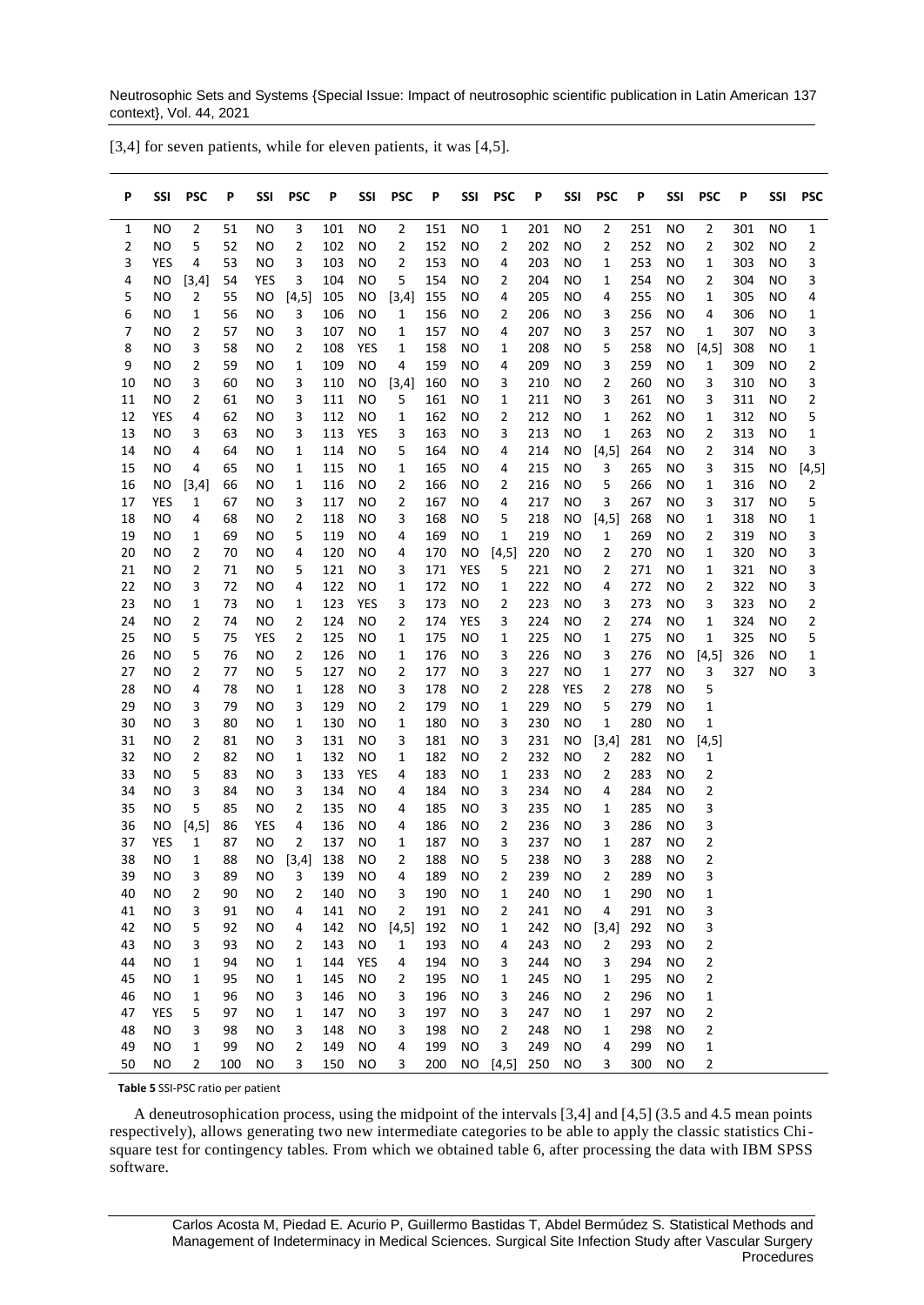[3,4] for seven patients, while for eleven patients, it was [4,5].

| P | SSI | PSC | P | SSI | PSC | P | SSI | PSC | P | SSI | PSC | P | SSI | PSC | P | SSI | PSC | P | SSI | PSC |
|---|---|---|---|---|---|---|---|---|---|---|---|---|---|---|---|---|---|---|---|---|
| 1 | NO | 2 | 51 | NO | 3 | 101 | NO | 2 | 151 | NO | 1 | 201 | NO | 2 | 251 | NO | 2 | 301 | NO | 1 |
| 2 | NO | 5 | 52 | NO | 2 | 102 | NO | 2 | 152 | NO | 2 | 202 | NO | 2 | 252 | NO | 2 | 302 | NO | 2 |
| 3 | YES | 4 | 53 | NO | 3 | 103 | NO | 2 | 153 | NO | 4 | 203 | NO | 1 | 253 | NO | 1 | 303 | NO | 3 |
| 4 | NO | [3,4] | 54 | YES | 3 | 104 | NO | 5 | 154 | NO | 2 | 204 | NO | 1 | 254 | NO | 2 | 304 | NO | 3 |
| 5 | NO | 2 | 55 | NO | [4,5] | 105 | NO | [3,4] | 155 | NO | 4 | 205 | NO | 4 | 255 | NO | 1 | 305 | NO | 4 |
| 6 | NO | 1 | 56 | NO | 3 | 106 | NO | 1 | 156 | NO | 2 | 206 | NO | 3 | 256 | NO | 4 | 306 | NO | 1 |
| 7 | NO | 2 | 57 | NO | 3 | 107 | NO | 1 | 157 | NO | 4 | 207 | NO | 3 | 257 | NO | 1 | 307 | NO | 3 |
| 8 | NO | 3 | 58 | NO | 2 | 108 | YES | 1 | 158 | NO | 1 | 208 | NO | 5 | 258 | NO | [4,5] | 308 | NO | 1 |
| 9 | NO | 2 | 59 | NO | 1 | 109 | NO | 4 | 159 | NO | 4 | 209 | NO | 3 | 259 | NO | 1 | 309 | NO | 2 |
| 10 | NO | 3 | 60 | NO | 3 | 110 | NO | [3,4] | 160 | NO | 3 | 210 | NO | 2 | 260 | NO | 3 | 310 | NO | 3 |
| 11 | NO | 2 | 61 | NO | 3 | 111 | NO | 5 | 161 | NO | 1 | 211 | NO | 3 | 261 | NO | 3 | 311 | NO | 2 |
| 12 | YES | 4 | 62 | NO | 3 | 112 | NO | 1 | 162 | NO | 2 | 212 | NO | 1 | 262 | NO | 1 | 312 | NO | 5 |
| 13 | NO | 3 | 63 | NO | 3 | 113 | YES | 3 | 163 | NO | 3 | 213 | NO | 1 | 263 | NO | 2 | 313 | NO | 1 |
| 14 | NO | 4 | 64 | NO | 1 | 114 | NO | 5 | 164 | NO | 4 | 214 | NO | [4,5] | 264 | NO | 2 | 314 | NO | 3 |
| 15 | NO | 4 | 65 | NO | 1 | 115 | NO | 1 | 165 | NO | 4 | 215 | NO | 3 | 265 | NO | 3 | 315 | NO | [4,5] |
| 16 | NO | [3,4] | 66 | NO | 1 | 116 | NO | 2 | 166 | NO | 2 | 216 | NO | 5 | 266 | NO | 1 | 316 | NO | 2 |
| 17 | YES | 1 | 67 | NO | 3 | 117 | NO | 2 | 167 | NO | 4 | 217 | NO | 3 | 267 | NO | 3 | 317 | NO | 5 |
| 18 | NO | 4 | 68 | NO | 2 | 118 | NO | 3 | 168 | NO | 5 | 218 | NO | [4,5] | 268 | NO | 1 | 318 | NO | 1 |
| 19 | NO | 1 | 69 | NO | 5 | 119 | NO | 4 | 169 | NO | 1 | 219 | NO | 1 | 269 | NO | 2 | 319 | NO | 3 |
| 20 | NO | 2 | 70 | NO | 4 | 120 | NO | 4 | 170 | NO | [4,5] | 220 | NO | 2 | 270 | NO | 1 | 320 | NO | 3 |
| 21 | NO | 2 | 71 | NO | 5 | 121 | NO | 3 | 171 | YES | 5 | 221 | NO | 2 | 271 | NO | 1 | 321 | NO | 3 |
| 22 | NO | 3 | 72 | NO | 4 | 122 | NO | 1 | 172 | NO | 1 | 222 | NO | 4 | 272 | NO | 2 | 322 | NO | 3 |
| 23 | NO | 1 | 73 | NO | 1 | 123 | YES | 3 | 173 | NO | 2 | 223 | NO | 3 | 273 | NO | 3 | 323 | NO | 2 |
| 24 | NO | 2 | 74 | NO | 2 | 124 | NO | 2 | 174 | YES | 3 | 224 | NO | 2 | 274 | NO | 1 | 324 | NO | 2 |
| 25 | NO | 5 | 75 | YES | 2 | 125 | NO | 1 | 175 | NO | 1 | 225 | NO | 1 | 275 | NO | 1 | 325 | NO | 5 |
| 26 | NO | 5 | 76 | NO | 2 | 126 | NO | 1 | 176 | NO | 3 | 226 | NO | 3 | 276 | NO | [4,5] | 326 | NO | 1 |
| 27 | NO | 2 | 77 | NO | 5 | 127 | NO | 2 | 177 | NO | 3 | 227 | NO | 1 | 277 | NO | 3 | 327 | NO | 3 |
| 28 | NO | 4 | 78 | NO | 1 | 128 | NO | 3 | 178 | NO | 2 | 228 | YES | 2 | 278 | NO | 5 | | | |
| 29 | NO | 3 | 79 | NO | 3 | 129 | NO | 2 | 179 | NO | 1 | 229 | NO | 5 | 279 | NO | 1 | | | |
| 30 | NO | 3 | 80 | NO | 1 | 130 | NO | 1 | 180 | NO | 3 | 230 | NO | 1 | 280 | NO | 1 | | | |
| 31 | NO | 2 | 81 | NO | 3 | 131 | NO | 3 | 181 | NO | 3 | 231 | NO | [3,4] | 281 | NO | [4,5] | | | |
| 32 | NO | 2 | 82 | NO | 1 | 132 | NO | 1 | 182 | NO | 2 | 232 | NO | 2 | 282 | NO | 1 | | | |
| 33 | NO | 5 | 83 | NO | 3 | 133 | YES | 4 | 183 | NO | 1 | 233 | NO | 2 | 283 | NO | 2 | | | |
| 34 | NO | 3 | 84 | NO | 3 | 134 | NO | 4 | 184 | NO | 3 | 234 | NO | 4 | 284 | NO | 2 | | | |
| 35 | NO | 5 | 85 | NO | 2 | 135 | NO | 4 | 185 | NO | 3 | 235 | NO | 1 | 285 | NO | 3 | | | |
| 36 | NO | [4,5] | 86 | YES | 4 | 136 | NO | 4 | 186 | NO | 2 | 236 | NO | 3 | 286 | NO | 3 | | | |
| 37 | YES | 1 | 87 | NO | 2 | 137 | NO | 1 | 187 | NO | 3 | 237 | NO | 1 | 287 | NO | 2 | | | |
| 38 | NO | 1 | 88 | NO | [3,4] | 138 | NO | 2 | 188 | NO | 5 | 238 | NO | 3 | 288 | NO | 2 | | | |
| 39 | NO | 3 | 89 | NO | 3 | 139 | NO | 4 | 189 | NO | 2 | 239 | NO | 2 | 289 | NO | 3 | | | |
| 40 | NO | 2 | 90 | NO | 2 | 140 | NO | 3 | 190 | NO | 1 | 240 | NO | 1 | 290 | NO | 1 | | | |
| 41 | NO | 3 | 91 | NO | 4 | 141 | NO | 2 | 191 | NO | 2 | 241 | NO | 4 | 291 | NO | 3 | | | |
| 42 | NO | 5 | 92 | NO | 4 | 142 | NO | [4,5] | 192 | NO | 1 | 242 | NO | [3,4] | 292 | NO | 3 | | | |
| 43 | NO | 3 | 93 | NO | 2 | 143 | NO | 1 | 193 | NO | 4 | 243 | NO | 2 | 293 | NO | 2 | | | |
| 44 | NO | 1 | 94 | NO | 1 | 144 | YES | 4 | 194 | NO | 3 | 244 | NO | 3 | 294 | NO | 2 | | | |
| 45 | NO | 1 | 95 | NO | 1 | 145 | NO | 2 | 195 | NO | 1 | 245 | NO | 1 | 295 | NO | 2 | | | |
| 46 | NO | 1 | 96 | NO | 3 | 146 | NO | 3 | 196 | NO | 3 | 246 | NO | 2 | 296 | NO | 1 | | | |
| 47 | YES | 5 | 97 | NO | 1 | 147 | NO | 3 | 197 | NO | 3 | 247 | NO | 1 | 297 | NO | 2 | | | |
| 48 | NO | 3 | 98 | NO | 3 | 148 | NO | 3 | 198 | NO | 2 | 248 | NO | 1 | 298 | NO | 2 | | | |
| 49 | NO | 1 | 99 | NO | 2 | 149 | NO | 4 | 199 | NO | 3 | 249 | NO | 4 | 299 | NO | 1 | | | |
| 50 | NO | 2 | 100 | NO | 3 | 150 | NO | 3 | 200 | NO | [4,5] | 250 | NO | 3 | 300 | NO | 2 | | | |

**Table 5** SSI-PSC ratio per patient

A deneutrosophication process, using the midpoint of the intervals [3,4] and [4,5] (3.5 and 4.5 mean points respectively), allows generating two new intermediate categories to be able to apply the classic statistics Chi-square test for contingency tables. From which we obtained table 6, after processing the data with IBM SPSS software.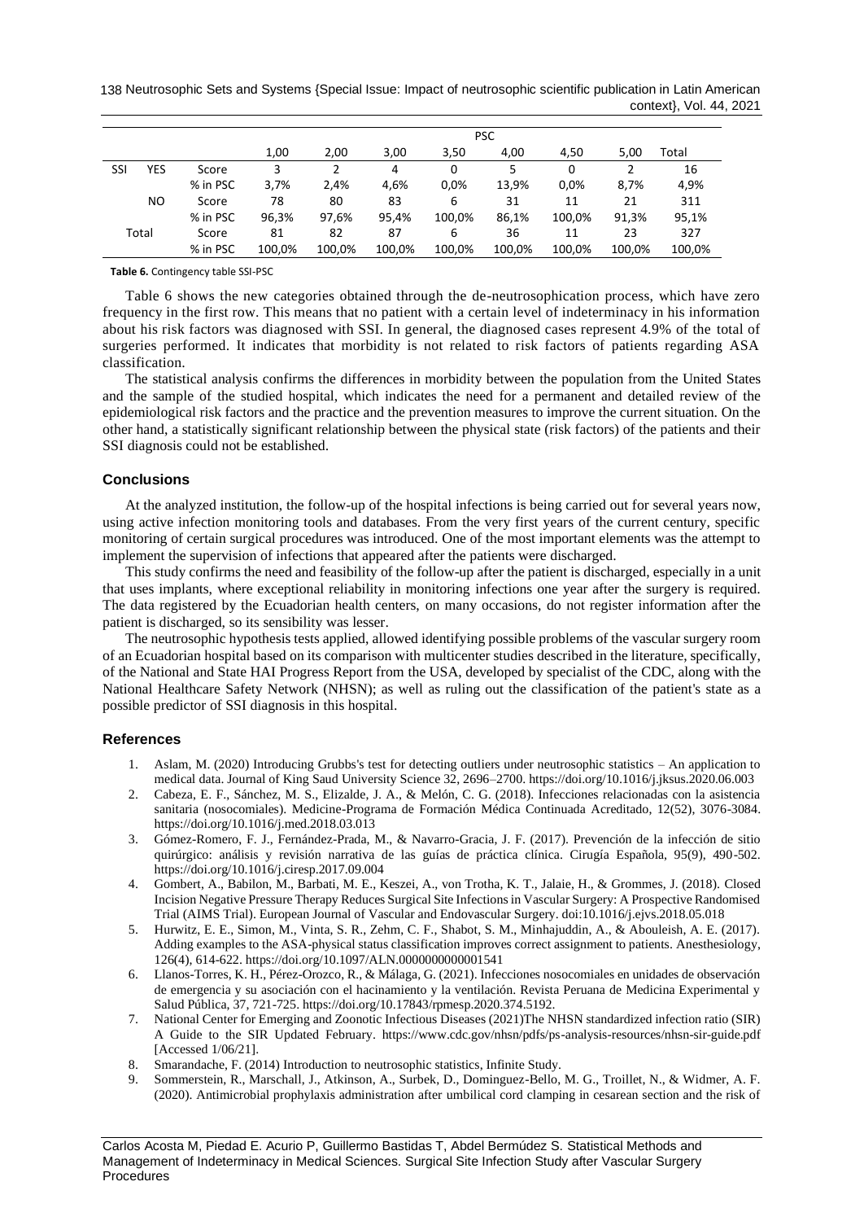| | | | PSC | | | | | | | |
|---|---|---|---|---|---|---|---|---|---|---|
| | | | 1,00 | 2,00 | 3,00 | 3,50 | 4,00 | 4,50 | 5,00 | Total |
| SSI | YES | Score | 3 | 2 | 4 | 0 | 5 | 0 | 2 | 16 |
| | | % in PSC | 3,7% | 2,4% | 4,6% | 0,0% | 13,9% | 0,0% | 8,7% | 4,9% |
| | NO | Score | 78 | 80 | 83 | 6 | 31 | 11 | 21 | 311 |
| | | % in PSC | 96,3% | 97,6% | 95,4% | 100,0% | 86,1% | 100,0% | 91,3% | 95,1% |
| Total | | Score | 81 | 82 | 87 | 6 | 36 | 11 | 23 | 327 |
| | | % in PSC | 100,0% | 100,0% | 100,0% | 100,0% | 100,0% | 100,0% | 100,0% | 100,0% |

**Table 6.** Contingency table SSI-PSC

Table 6 shows the new categories obtained through the de-neutrosophication process, which have zero frequency in the first row. This means that no patient with a certain level of indeterminacy in his information about his risk factors was diagnosed with SSI. In general, the diagnosed cases represent 4.9% of the total of surgeries performed. It indicates that morbidity is not related to risk factors of patients regarding ASA classification.

The statistical analysis confirms the differences in morbidity between the population from the United States and the sample of the studied hospital, which indicates the need for a permanent and detailed review of the epidemiological risk factors and the practice and the prevention measures to improve the current situation. On the other hand, a statistically significant relationship between the physical state (risk factors) of the patients and their SSI diagnosis could not be established.

## Conclusions

At the analyzed institution, the follow-up of the hospital infections is being carried out for several years now, using active infection monitoring tools and databases. From the very first years of the current century, specific monitoring of certain surgical procedures was introduced. One of the most important elements was the attempt to implement the supervision of infections that appeared after the patients were discharged.

This study confirms the need and feasibility of the follow-up after the patient is discharged, especially in a unit that uses implants, where exceptional reliability in monitoring infections one year after the surgery is required. The data registered by the Ecuadorian health centers, on many occasions, do not register information after the patient is discharged, so its sensibility was lesser.

The neutrosophic hypothesis tests applied, allowed identifying possible problems of the vascular surgery room of an Ecuadorian hospital based on its comparison with multicenter studies described in the literature, specifically, of the National and State HAI Progress Report from the USA, developed by specialist of the CDC, along with the National Healthcare Safety Network (NHSN); as well as ruling out the classification of the patient's state as a possible predictor of SSI diagnosis in this hospital.

## References

1. Aslam, M. (2020) Introducing Grubbs's test for detecting outliers under neutrosophic statistics – An application to medical data. Journal of King Saud University Science 32, 2696–2700. https://doi.org/10.1016/j.jksus.2020.06.003
2. Cabeza, E. F., Sánchez, M. S., Elizalde, J. A., & Melón, C. G. (2018). Infecciones relacionadas con la asistencia sanitaria (nosocomiales). Medicine-Programa de Formación Médica Continuada Acreditado, 12(52), 3076-3084. https://doi.org/10.1016/j.med.2018.03.013
3. Gómez-Romero, F. J., Fernández-Prada, M., & Navarro-Gracia, J. F. (2017). Prevención de la infección de sitio quirúrgico: análisis y revisión narrativa de las guías de práctica clínica. Cirugía Española, 95(9), 490-502. https://doi.org/10.1016/j.ciresp.2017.09.004
4. Gombert, A., Babilon, M., Barbati, M. E., Keszei, A., von Trotha, K. T., Jalaie, H., & Grommes, J. (2018). Closed Incision Negative Pressure Therapy Reduces Surgical Site Infections in Vascular Surgery: A Prospective Randomised Trial (AIMS Trial). European Journal of Vascular and Endovascular Surgery. doi:10.1016/j.ejvs.2018.05.018
5. Hurwitz, E. E., Simon, M., Vinta, S. R., Zehm, C. F., Shabot, S. M., Minhajuddin, A., & Abouleish, A. E. (2017). Adding examples to the ASA-physical status classification improves correct assignment to patients. Anesthesiology, 126(4), 614-622. https://doi.org/10.1097/ALN.0000000000001541
6. Llanos-Torres, K. H., Pérez-Orozco, R., & Málaga, G. (2021). Infecciones nosocomiales en unidades de observación de emergencia y su asociación con el hacinamiento y la ventilación. Revista Peruana de Medicina Experimental y Salud Pública, 37, 721-725. https://doi.org/10.17843/rpmesp.2020.374.5192.
7. National Center for Emerging and Zoonotic Infectious Diseases (2021)The NHSN standardized infection ratio (SIR) A Guide to the SIR Updated February. https://www.cdc.gov/nhsn/pdfs/ps-analysis-resources/nhsn-sir-guide.pdf [Accessed 1/06/21].
8. Smarandache, F. (2014) Introduction to neutrosophic statistics, Infinite Study.
9. Sommerstein, R., Marschall, J., Atkinson, A., Surbek, D., Dominguez-Bello, M. G., Troillet, N., & Widmer, A. F. (2020). Antimicrobial prophylaxis administration after umbilical cord clamping in cesarean section and the risk of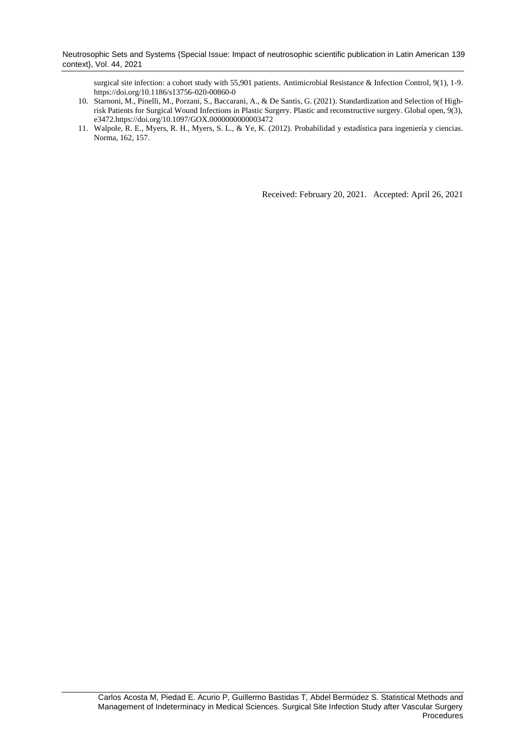surgical site infection: a cohort study with 55,901 patients. Antimicrobial Resistance & Infection Control, 9(1), 1-9. https://doi.org/10.1186/s13756-020-00860-0

10. Starnoni, M., Pinelli, M., Porzani, S., Baccarani, A., & De Santis, G. (2021). Standardization and Selection of High-risk Patients for Surgical Wound Infections in Plastic Surgery. Plastic and reconstructive surgery. Global open, 9(3), e3472.https://doi.org/10.1097/GOX.0000000000003472
11. Walpole, R. E., Myers, R. H., Myers, S. L., & Ye, K. (2012). Probabilidad y estadística para ingeniería y ciencias. Norma, 162, 157.

Received: February 20, 2021. Accepted: April 26, 2021